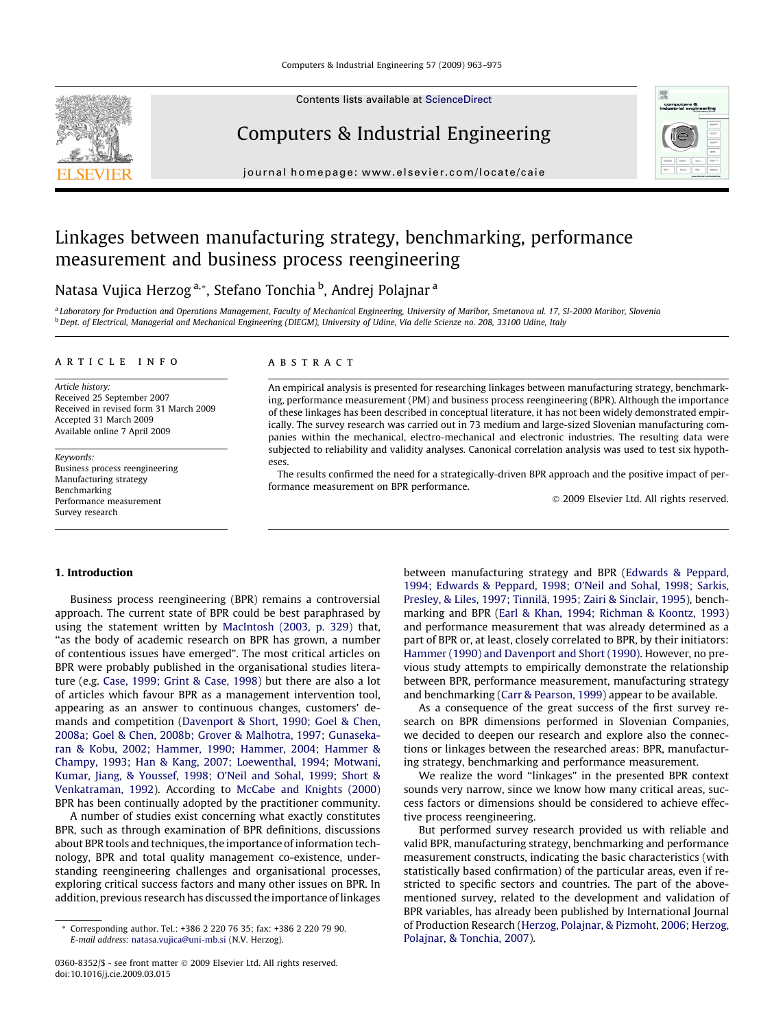# Linkages between manufacturing strategy, benchmarking, performance measurement and business process reengineering

Natasa Vujica Herzog [a,*], Stefano Tonchia [b], Andrej Polajnar [a]

[a] Laboratory for Production and Operations Management, Faculty of Mechanical Engineering, University of Maribor, Smetanova ul. 17, SI-2000 Maribor, Slovenia
[b] Dept. of Electrical, Managerial and Mechanical Engineering (DIEGM), University of Udine, Via delle Scienze no. 208, 33100 Udine, Italy

## ARTICLE INFO

*Article history:*
Received 25 September 2007
Received in revised form 31 March 2009
Accepted 31 March 2009
Available online 7 April 2009

*Keywords:*
Business process reengineering
Manufacturing strategy
Benchmarking
Performance measurement
Survey research

## ABSTRACT

An empirical analysis is presented for researching linkages between manufacturing strategy, benchmarking, performance measurement (PM) and business process reengineering (BPR). Although the importance of these linkages has been described in conceptual literature, it has not been widely demonstrated empirically. The survey research was carried out in 73 medium and large-sized Slovenian manufacturing companies within the mechanical, electro-mechanical and electronic industries. The resulting data were subjected to reliability and validity analyses. Canonical correlation analysis was used to test six hypotheses.

The results confirmed the need for a strategically-driven BPR approach and the positive impact of performance measurement on BPR performance.

© 2009 Elsevier Ltd. All rights reserved.

## 1. Introduction

Business process reengineering (BPR) remains a controversial approach. The current state of BPR could be best paraphrased by using the statement written by MacIntosh (2003, p. 329) that, "as the body of academic research on BPR has grown, a number of contentious issues have emerged". The most critical articles on BPR were probably published in the organisational studies literature (e.g. Case, 1999; Grint & Case, 1998) but there are also a lot of articles which favour BPR as a management intervention tool, appearing as an answer to continuous changes, customers' demands and competition (Davenport & Short, 1990; Goel & Chen, 2008a; Goel & Chen, 2008b; Grover & Malhotra, 1997; Gunasekaran & Kobu, 2002; Hammer, 1990; Hammer, 2004; Hammer & Champy, 1993; Han & Kang, 2007; Loewenthal, 1994; Motwani, Kumar, Jiang, & Youssef, 1998; O'Neil and Sohal, 1999; Short & Venkatraman, 1992). According to McCabe and Knights (2000) BPR has been continually adopted by the practitioner community.

A number of studies exist concerning what exactly constitutes BPR, such as through examination of BPR definitions, discussions about BPR tools and techniques, the importance of information technology, BPR and total quality management co-existence, understanding reengineering challenges and organisational processes, exploring critical success factors and many other issues on BPR. In addition, previous research has discussed the importance of linkages between manufacturing strategy and BPR (Edwards & Peppard, 1994; Edwards & Peppard, 1998; O'Neil and Sohal, 1998; Sarkis, Presley, & Liles, 1997; Tinnilä, 1995; Zairi & Sinclair, 1995), benchmarking and BPR (Earl & Khan, 1994; Richman & Koontz, 1993) and performance measurement that was already determined as a part of BPR or, at least, closely correlated to BPR, by their initiators: Hammer (1990) and Davenport and Short (1990). However, no previous study attempts to empirically demonstrate the relationship between BPR, performance measurement, manufacturing strategy and benchmarking (Carr & Pearson, 1999) appear to be available.

As a consequence of the great success of the first survey research on BPR dimensions performed in Slovenian Companies, we decided to deepen our research and explore also the connections or linkages between the researched areas: BPR, manufacturing strategy, benchmarking and performance measurement.

We realize the word "linkages" in the presented BPR context sounds very narrow, since we know how many critical areas, success factors or dimensions should be considered to achieve effective process reengineering.

But performed survey research provided us with reliable and valid BPR, manufacturing strategy, benchmarking and performance measurement constructs, indicating the basic characteristics (with statistically based confirmation) of the particular areas, even if restricted to specific sectors and countries. The part of the above-mentioned survey, related to the development and validation of BPR variables, has already been published by International Journal of Production Research (Herzog, Polajnar, & Pizmoht, 2006; Herzog, Polajnar, & Tonchia, 2007).

* Corresponding author. Tel.: +386 2 220 76 35; fax: +386 2 220 79 90.
*E-mail address:* natasa.vujica@uni-mb.si (N.V. Herzog).

0360-8352/$ - see front matter © 2009 Elsevier Ltd. All rights reserved.
doi:10.1016/j.cie.2009.03.015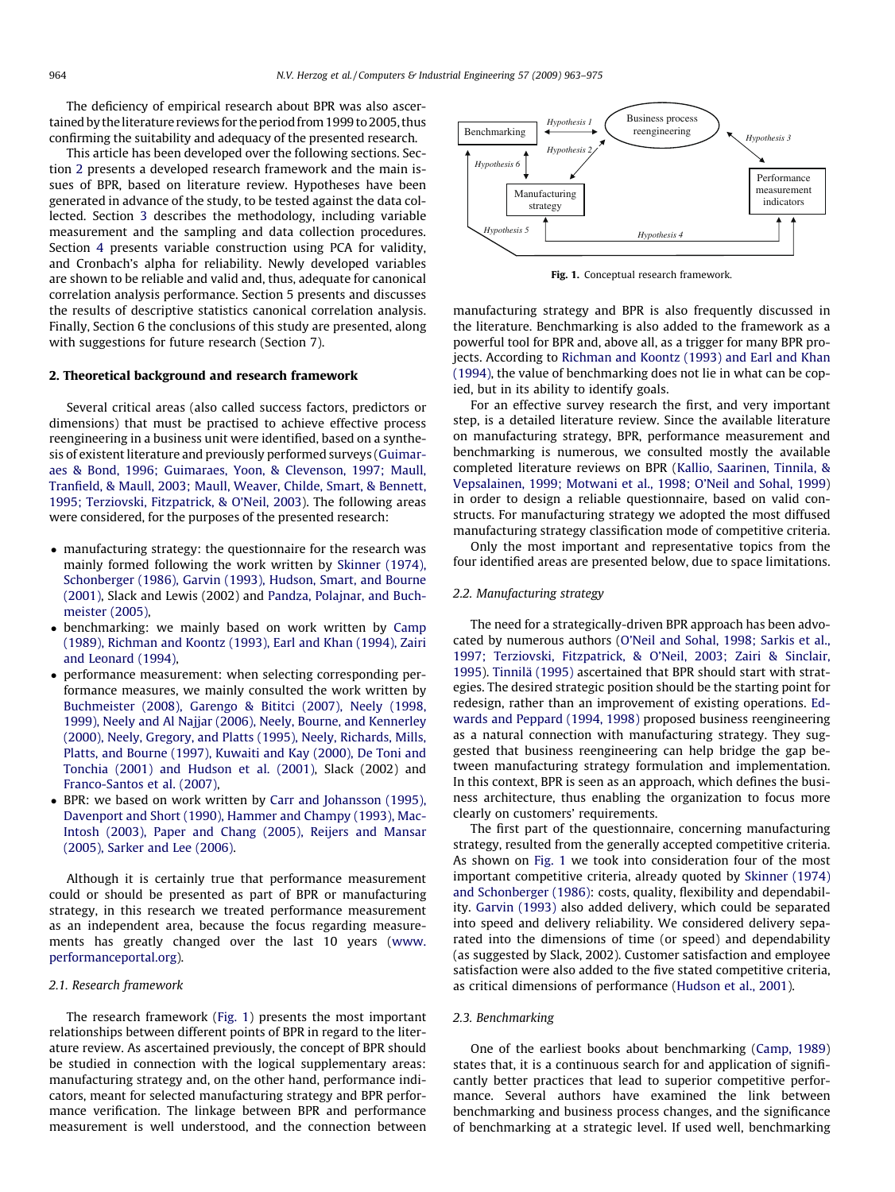The deficiency of empirical research about BPR was also ascertained by the literature reviews for the period from 1999 to 2005, thus confirming the suitability and adequacy of the presented research.

This article has been developed over the following sections. Section 2 presents a developed research framework and the main issues of BPR, based on literature review. Hypotheses have been generated in advance of the study, to be tested against the data collected. Section 3 describes the methodology, including variable measurement and the sampling and data collection procedures. Section 4 presents variable construction using PCA for validity, and Cronbach's alpha for reliability. Newly developed variables are shown to be reliable and valid and, thus, adequate for canonical correlation analysis performance. Section 5 presents and discusses the results of descriptive statistics canonical correlation analysis. Finally, Section 6 the conclusions of this study are presented, along with suggestions for future research (Section 7).

## 2. Theoretical background and research framework

Several critical areas (also called success factors, predictors or dimensions) that must be practised to achieve effective process reengineering in a business unit were identified, based on a synthesis of existent literature and previously performed surveys (Guimaraes & Bond, 1996; Guimaraes, Yoon, & Clevenson, 1997; Maull, Tranfield, & Maull, 2003; Maull, Weaver, Childe, Smart, & Bennett, 1995; Terziovski, Fitzpatrick, & O'Neil, 2003). The following areas were considered, for the purposes of the presented research:

- manufacturing strategy: the questionnaire for the research was mainly formed following the work written by Skinner (1974), Schonberger (1986), Garvin (1993), Hudson, Smart, and Bourne (2001), Slack and Lewis (2002) and Pandza, Polajnar, and Buchmeister (2005),
- benchmarking: we mainly based on work written by Camp (1989), Richman and Koontz (1993), Earl and Khan (1994), Zairi and Leonard (1994),
- performance measurement: when selecting corresponding performance measures, we mainly consulted the work written by Buchmeister (2008), Garengo & Bititci (2007), Neely (1998, 1999), Neely and Al Najjar (2006), Neely, Bourne, and Kennerley (2000), Neely, Gregory, and Platts (1995), Neely, Richards, Mills, Platts, and Bourne (1997), Kuwaiti and Kay (2000), De Toni and Tonchia (2001) and Hudson et al. (2001), Slack (2002) and Franco-Santos et al. (2007),
- BPR: we based on work written by Carr and Johansson (1995), Davenport and Short (1990), Hammer and Champy (1993), MacIntosh (2003), Paper and Chang (2005), Reijers and Mansar (2005), Sarker and Lee (2006).

Although it is certainly true that performance measurement could or should be presented as part of BPR or manufacturing strategy, in this research we treated performance measurement as an independent area, because the focus regarding measurements has greatly changed over the last 10 years (www.performanceportal.org).

### 2.1. Research framework

The research framework (Fig. 1) presents the most important relationships between different points of BPR in regard to the literature review. As ascertained previously, the concept of BPR should be studied in connection with the logical supplementary areas: manufacturing strategy and, on the other hand, performance indicators, meant for selected manufacturing strategy and BPR performance verification. The linkage between BPR and performance measurement is well understood, and the connection between manufacturing strategy and BPR is also frequently discussed in the literature. Benchmarking is also added to the framework as a powerful tool for BPR and, above all, as a trigger for many BPR projects. According to Richman and Koontz (1993) and Earl and Khan (1994), the value of benchmarking does not lie in what can be copied, but in its ability to identify goals.

For an effective survey research the first, and very important step, is a detailed literature review. Since the available literature on manufacturing strategy, BPR, performance measurement and benchmarking is numerous, we consulted mostly the available completed literature reviews on BPR (Kallio, Saarinen, Tinnilä, & Vepsalainen, 1999; Motwani et al., 1998; O'Neil and Sohal, 1999) in order to design a reliable questionnaire, based on valid constructs. For manufacturing strategy we adopted the most diffused manufacturing strategy classification mode of competitive criteria.

Only the most important and representative topics from the four identified areas are presented below, due to space limitations.

Benchmarking | Hypothesis 1 | Business process reengineering | Hypothesis 2 | Hypothesis 3 | Hypothesis 6 | Manufacturing strategy | Performance measurement indicators | Hypothesis 5 | Hypothesis 4

**Fig. 1.** Conceptual research framework.

### 2.2. Manufacturing strategy

The need for a strategically-driven BPR approach has been advocated by numerous authors (O'Neil and Sohal, 1998; Sarkis et al., 1997; Terziovski, Fitzpatrick, & O'Neil, 2003; Zairi & Sinclair, 1995). Tinnilä (1995) ascertained that BPR should start with strategies. The desired strategic position should be the starting point for redesign, rather than an improvement of existing operations. Edwards and Peppard (1994, 1998) proposed business reengineering as a natural connection with manufacturing strategy. They suggested that business reengineering can help bridge the gap between manufacturing strategy formulation and implementation. In this context, BPR is seen as an approach, which defines the business architecture, thus enabling the organization to focus more clearly on customers' requirements.

The first part of the questionnaire, concerning manufacturing strategy, resulted from the generally accepted competitive criteria. As shown on Fig. 1 we took into consideration four of the most important competitive criteria, already quoted by Skinner (1974) and Schonberger (1986): costs, quality, flexibility and dependability. Garvin (1993) also added delivery, which could be separated into speed and delivery reliability. We considered delivery separated into the dimensions of time (or speed) and dependability (as suggested by Slack, 2002). Customer satisfaction and employee satisfaction were also added to the five stated competitive criteria, as critical dimensions of performance (Hudson et al., 2001).

### 2.3. Benchmarking

One of the earliest books about benchmarking (Camp, 1989) states that, it is a continuous search for and application of significantly better practices that lead to superior competitive performance. Several authors have examined the link between benchmarking and business process changes, and the significance of benchmarking at a strategic level. If used well, benchmarking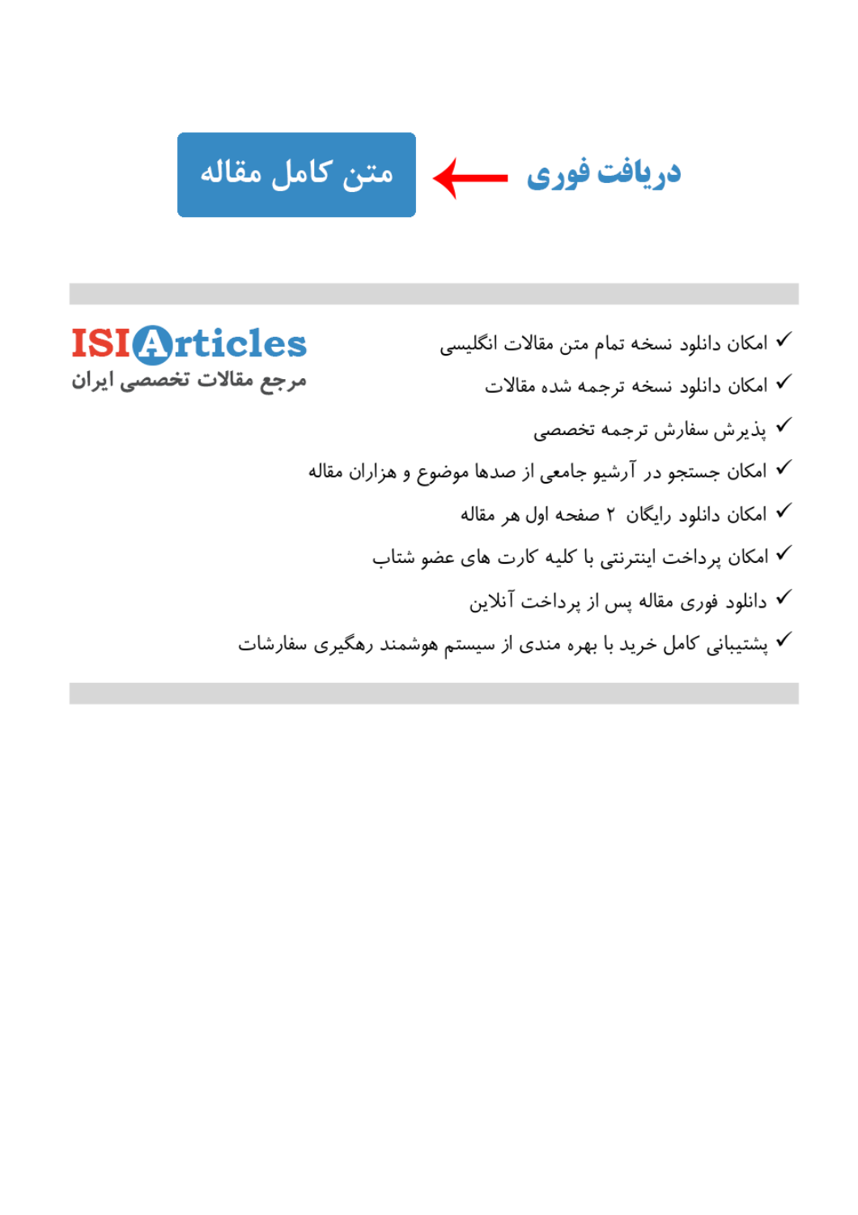دریافت فوری ← **متن کامل مقاله**

**ISIArticles**
مرجع مقالات تخصصی ایران

- ✓ امکان دانلود نسخه تمام متن مقالات انگلیسی
- ✓ امکان دانلود نسخه ترجمه شده مقالات
- ✓ پذیرش سفارش ترجمه تخصصی
- ✓ امکان جستجو در آرشیو جامعی از صدها موضوع و هزاران مقاله
- ✓ امکان دانلود رایگان ۲ صفحه اول هر مقاله
- ✓ امکان پرداخت اینترنتی با کلیه کارت های عضو شتاب
- ✓ دانلود فوری مقاله پس از پرداخت آنلاین
- ✓ پشتیبانی کامل خرید با بهره مندی از سیستم هوشمند رهگیری سفارشات